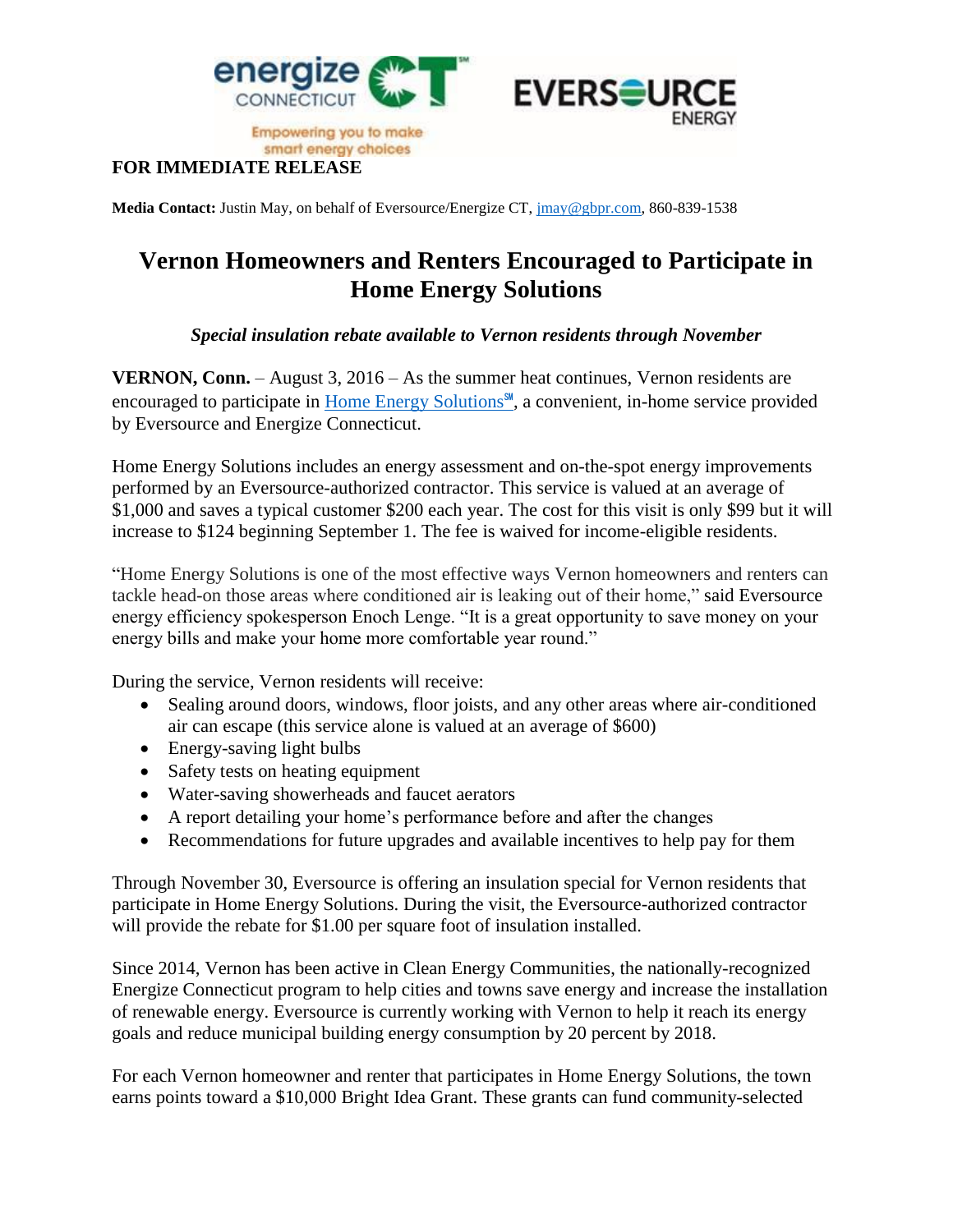**FOR IMMEDIATE RELEASE**

**Media Contact:** Justin May, on behalf of Eversource/Energize CT, jmay@gbpr.com, 860-839-1538

# Vernon Homeowners and Renters Encouraged to Participate in Home Energy Solutions

***Special insulation rebate available to Vernon residents through November***

**VERNON, Conn.** – August 3, 2016 – As the summer heat continues, Vernon residents are encouraged to participate in Home Energy Solutions℠, a convenient, in-home service provided by Eversource and Energize Connecticut.

Home Energy Solutions includes an energy assessment and on-the-spot energy improvements performed by an Eversource-authorized contractor. This service is valued at an average of $1,000 and saves a typical customer $200 each year. The cost for this visit is only $99 but it will increase to $124 beginning September 1. The fee is waived for income-eligible residents.

"Home Energy Solutions is one of the most effective ways Vernon homeowners and renters can tackle head-on those areas where conditioned air is leaking out of their home," said Eversource energy efficiency spokesperson Enoch Lenge. "It is a great opportunity to save money on your energy bills and make your home more comfortable year round."

During the service, Vernon residents will receive:

- Sealing around doors, windows, floor joists, and any other areas where air-conditioned air can escape (this service alone is valued at an average of $600)
- Energy-saving light bulbs
- Safety tests on heating equipment
- Water-saving showerheads and faucet aerators
- A report detailing your home's performance before and after the changes
- Recommendations for future upgrades and available incentives to help pay for them

Through November 30, Eversource is offering an insulation special for Vernon residents that participate in Home Energy Solutions. During the visit, the Eversource-authorized contractor will provide the rebate for $1.00 per square foot of insulation installed.

Since 2014, Vernon has been active in Clean Energy Communities, the nationally-recognized Energize Connecticut program to help cities and towns save energy and increase the installation of renewable energy. Eversource is currently working with Vernon to help it reach its energy goals and reduce municipal building energy consumption by 20 percent by 2018.

For each Vernon homeowner and renter that participates in Home Energy Solutions, the town earns points toward a $10,000 Bright Idea Grant. These grants can fund community-selected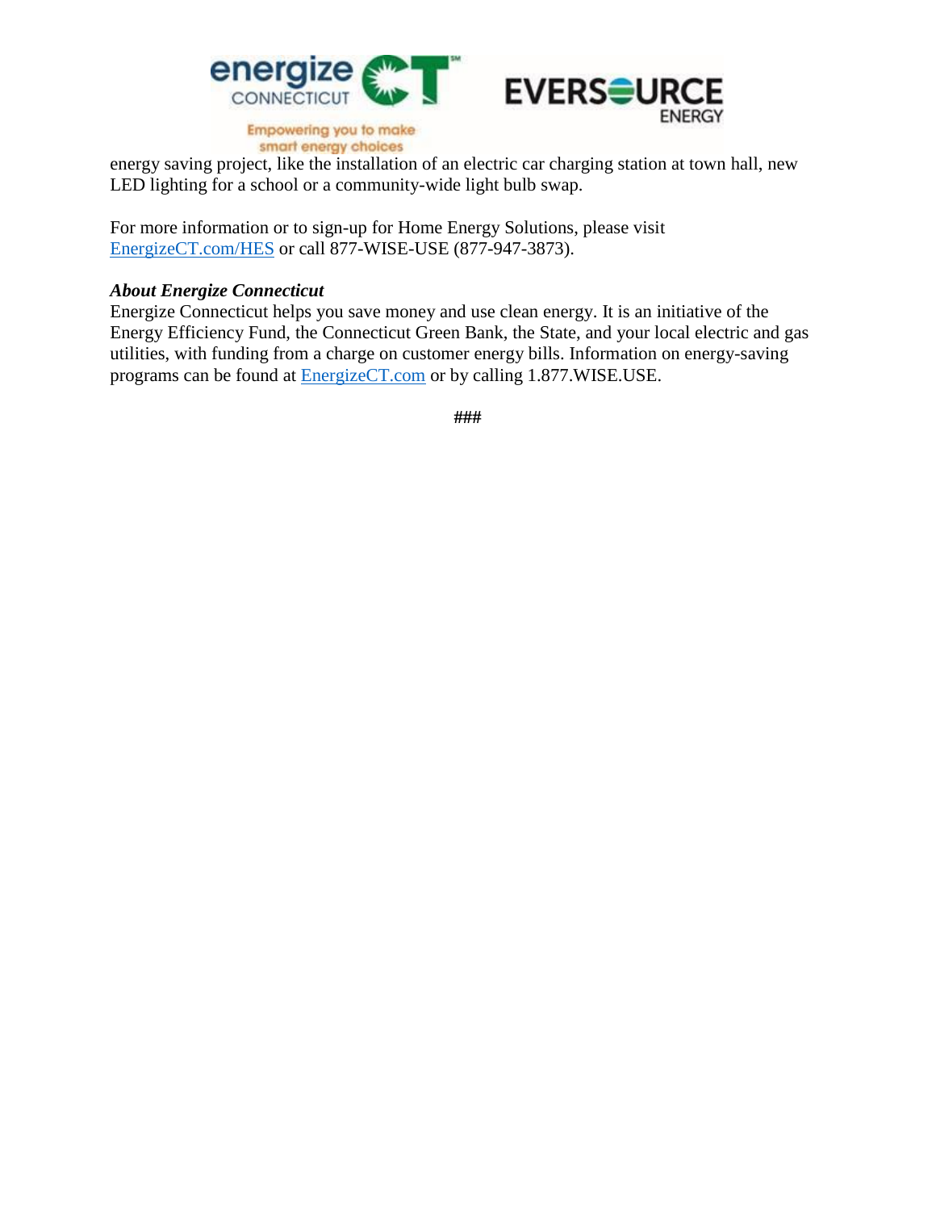energy saving project, like the installation of an electric car charging station at town hall, new LED lighting for a school or a community-wide light bulb swap.

For more information or to sign-up for Home Energy Solutions, please visit [EnergizeCT.com/HES](EnergizeCT.com/HES) or call 877-WISE-USE (877-947-3873).

***About Energize Connecticut***

Energize Connecticut helps you save money and use clean energy. It is an initiative of the Energy Efficiency Fund, the Connecticut Green Bank, the State, and your local electric and gas utilities, with funding from a charge on customer energy bills. Information on energy-saving programs can be found at [EnergizeCT.com](EnergizeCT.com) or by calling 1.877.WISE.USE.

###